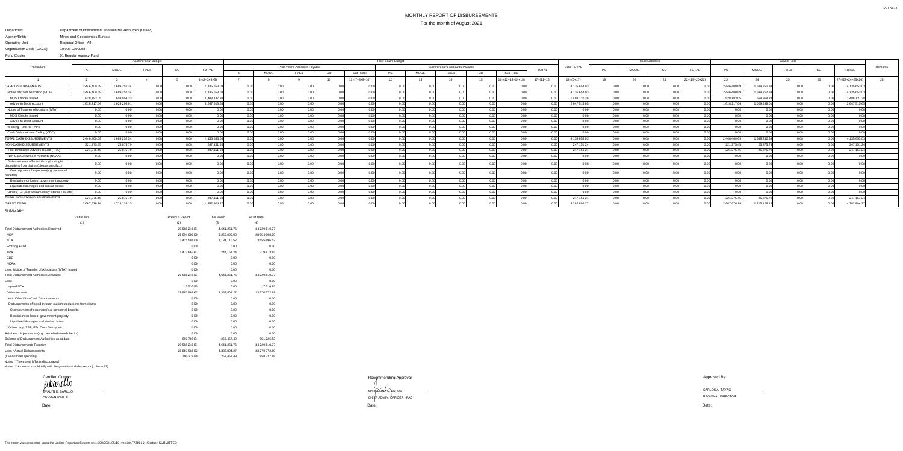FAR No. 4

# MONTHLY REPORT OF DISBURSEMENTS

For the month of August 2021

Department: Department of Environment and Natural Resources (DENR)
Agency/Entity: Mines and Geosciences Bureau
Operating Unit: Regional Office - VIII
Organization Code (UACS): 10 003 0300008
Fund Cluster: 01 Regular Agency Fund

| Particulars | Current Year Budget | | | | | Prior Year's Budget | | | | | | | | | | | | Trust Liabilities | | | | Grand Total | | | | | Remarks |
|---|---|---|---|---|---|---|---|---|---|---|---|---|---|---|---|---|---|---|---|---|---|---|---|---|---|---|---|
| | | | | | | Prior Year's Accounts Payable | | | | | Current Year's Accounts Payable | | | | | | | | | | | | | | | | |
| | PS | MOOE | FinEx | CO | TOTAL | PS | MOOE | FinEx | CO | Sub-Total | PS | MOOE | FinEx | CO | Sub-Total | TOTAL | SUB-TOTAL | PS | MOOE | CO | TOTAL | PS | MOOE | FinEx | CO | TOTAL | |
| 1 | 2 | 3 | 4 | 5 | 6=(2+3+4+5) | 7 | 8 | 9 | 10 | 11=(7+8+9+10) | 12 | 13 | 14 | 15 | 16=(12+13+14+15) | 17=(11+16) | 18=(6+17) | 19 | 20 | 21 | 22=(19+20+21) | 23 | 24 | 25 | 26 | 27=(23+24+25+26) | 28 |
| CASH DISBURSEMENTS | 2,446,400.69 | 1,689,252.34 | 0.00 | 0.00 | 4,135,653.03 | 0.00 | 0.00 | 0.00 | 0.00 | 0.00 | 0.00 | 0.00 | 0.00 | 0.00 | 0.00 | 0.00 | 4,135,653.03 | 0.00 | 0.00 | 0.00 | 0.00 | 2,446,400.69 | 1,689,252.34 | 0.00 | 0.00 | 4,135,653.03 | |
| Notice of Cash Allocation (NCA) | 2,446,400.69 | 1,689,252.34 | 0.00 | 0.00 | 4,135,653.03 | 0.00 | 0.00 | 0.00 | 0.00 | 0.00 | 0.00 | 0.00 | 0.00 | 0.00 | 0.00 | 0.00 | 4,135,653.03 | 0.00 | 0.00 | 0.00 | 0.00 | 2,446,400.69 | 1,689,252.34 | 0.00 | 0.00 | 4,135,653.03 | |
| MDS Checks Issued | 828,183.05 | 659,954.33 | 0.00 | 0.00 | 1,488,137.38 | 0.00 | 0.00 | 0.00 | 0.00 | 0.00 | 0.00 | 0.00 | 0.00 | 0.00 | 0.00 | 0.00 | 1,488,137.38 | 0.00 | 0.00 | 0.00 | 0.00 | 828,183.05 | 659,954.33 | 0.00 | 0.00 | 1,488,137.38 | |
| Advice to Debit Account | 1,618,217.64 | 1,029,298.01 | 0.00 | 0.00 | 2,647,515.65 | 0.00 | 0.00 | 0.00 | 0.00 | 0.00 | 0.00 | 0.00 | 0.00 | 0.00 | 0.00 | 0.00 | 2,647,515.65 | 0.00 | 0.00 | 0.00 | 0.00 | 1,618,217.64 | 1,029,298.01 | 0.00 | 0.00 | 2,647,515.65 | |
| Notice of Transfer Allocations (NTA) | 0.00 | 0.00 | 0.00 | 0.00 | 0.00 | 0.00 | 0.00 | 0.00 | 0.00 | 0.00 | 0.00 | 0.00 | 0.00 | 0.00 | 0.00 | 0.00 | 0.00 | 0.00 | 0.00 | 0.00 | 0.00 | 0.00 | 0.00 | 0.00 | 0.00 | 0.00 | |
| MDS Checks Issued | 0.00 | 0.00 | 0.00 | 0.00 | 0.00 | 0.00 | 0.00 | 0.00 | 0.00 | 0.00 | 0.00 | 0.00 | 0.00 | 0.00 | 0.00 | 0.00 | 0.00 | 0.00 | 0.00 | 0.00 | 0.00 | 0.00 | 0.00 | 0.00 | 0.00 | 0.00 | |
| Advice to Debit Account | 0.00 | 0.00 | 0.00 | 0.00 | 0.00 | 0.00 | 0.00 | 0.00 | 0.00 | 0.00 | 0.00 | 0.00 | 0.00 | 0.00 | 0.00 | 0.00 | 0.00 | 0.00 | 0.00 | 0.00 | 0.00 | 0.00 | 0.00 | 0.00 | 0.00 | 0.00 | |
| Working Fund for FAPs | 0.00 | 0.00 | 0.00 | 0.00 | 0.00 | 0.00 | 0.00 | 0.00 | 0.00 | 0.00 | 0.00 | 0.00 | 0.00 | 0.00 | 0.00 | 0.00 | 0.00 | 0.00 | 0.00 | 0.00 | 0.00 | 0.00 | 0.00 | 0.00 | 0.00 | 0.00 | |
| Cash Disbursement Ceiling (CDC) | 0.00 | 0.00 | 0.00 | 0.00 | 0.00 | 0.00 | 0.00 | 0.00 | 0.00 | 0.00 | 0.00 | 0.00 | 0.00 | 0.00 | 0.00 | 0.00 | 0.00 | 0.00 | 0.00 | 0.00 | 0.00 | 0.00 | 0.00 | 0.00 | 0.00 | 0.00 | |
| TOTAL CASH DISBURSEMENTS | 2,446,400.69 | 1,689,252.34 | 0.00 | 0.00 | 4,135,653.03 | 0.00 | 0.00 | 0.00 | 0.00 | 0.00 | 0.00 | 0.00 | 0.00 | 0.00 | 0.00 | 0.00 | 4,135,653.03 | 0.00 | 0.00 | 0.00 | 0.00 | 2,446,400.69 | 1,689,252.34 | 0.00 | 0.00 | 4,135,653.03 | |
| NON-CASH DISBURSEMENTS | 221,275.45 | 25,875.79 | 0.00 | 0.00 | 247,151.24 | 0.00 | 0.00 | 0.00 | 0.00 | 0.00 | 0.00 | 0.00 | 0.00 | 0.00 | 0.00 | 0.00 | 247,151.24 | 0.00 | 0.00 | 0.00 | 0.00 | 221,275.45 | 25,875.79 | 0.00 | 0.00 | 247,151.24 | |
| Tax Remittance Advices Issued (TRA) | 221,275.45 | 25,875.79 | 0.00 | 0.00 | 247,151.24 | 0.00 | 0.00 | 0.00 | 0.00 | 0.00 | 0.00 | 0.00 | 0.00 | 0.00 | 0.00 | 0.00 | 247,151.24 | 0.00 | 0.00 | 0.00 | 0.00 | 221,275.45 | 25,875.79 | 0.00 | 0.00 | 247,151.24 | |
| Non-Cash Availment Authority (NCAA) | 0.00 | 0.00 | 0.00 | 0.00 | 0.00 | 0.00 | 0.00 | 0.00 | 0.00 | 0.00 | 0.00 | 0.00 | 0.00 | 0.00 | 0.00 | 0.00 | 0.00 | 0.00 | 0.00 | 0.00 | 0.00 | 0.00 | 0.00 | 0.00 | 0.00 | 0.00 | |
| Disbursements effected through outright deductions from claims (please specify...) | 0.00 | 0.00 | 0.00 | 0.00 | 0.00 | 0.00 | 0.00 | 0.00 | 0.00 | 0.00 | 0.00 | 0.00 | 0.00 | 0.00 | 0.00 | 0.00 | 0.00 | 0.00 | 0.00 | 0.00 | 0.00 | 0.00 | 0.00 | 0.00 | 0.00 | 0.00 | |
| Overpayment of expenses(e.g. personnel benefits) | 0.00 | 0.00 | 0.00 | 0.00 | 0.00 | 0.00 | 0.00 | 0.00 | 0.00 | 0.00 | 0.00 | 0.00 | 0.00 | 0.00 | 0.00 | 0.00 | 0.00 | 0.00 | 0.00 | 0.00 | 0.00 | 0.00 | 0.00 | 0.00 | 0.00 | 0.00 | |
| Restitution for loss of government property | 0.00 | 0.00 | 0.00 | 0.00 | 0.00 | 0.00 | 0.00 | 0.00 | 0.00 | 0.00 | 0.00 | 0.00 | 0.00 | 0.00 | 0.00 | 0.00 | 0.00 | 0.00 | 0.00 | 0.00 | 0.00 | 0.00 | 0.00 | 0.00 | 0.00 | 0.00 | |
| Liquidated damages and similar claims | 0.00 | 0.00 | 0.00 | 0.00 | 0.00 | 0.00 | 0.00 | 0.00 | 0.00 | 0.00 | 0.00 | 0.00 | 0.00 | 0.00 | 0.00 | 0.00 | 0.00 | 0.00 | 0.00 | 0.00 | 0.00 | 0.00 | 0.00 | 0.00 | 0.00 | 0.00 | |
| Others(TEF, BTr-Documentary Stamp Tax, etc) | 0.00 | 0.00 | 0.00 | 0.00 | 0.00 | 0.00 | 0.00 | 0.00 | 0.00 | 0.00 | 0.00 | 0.00 | 0.00 | 0.00 | 0.00 | 0.00 | 0.00 | 0.00 | 0.00 | 0.00 | 0.00 | 0.00 | 0.00 | 0.00 | 0.00 | 0.00 | |
| TOTAL NON-CASH DISBURSEMENTS | 221,275.45 | 25,875.79 | 0.00 | 0.00 | 247,151.24 | 0.00 | 0.00 | 0.00 | 0.00 | 0.00 | 0.00 | 0.00 | 0.00 | 0.00 | 0.00 | 0.00 | 247,151.24 | 0.00 | 0.00 | 0.00 | 0.00 | 221,275.45 | 25,875.79 | 0.00 | 0.00 | 247,151.24 | |
| GRAND TOTAL | 2,667,676.14 | 1,715,128.13 | 0.00 | 0.00 | 4,382,804.27 | 0.00 | 0.00 | 0.00 | 0.00 | 0.00 | 0.00 | 0.00 | 0.00 | 0.00 | 0.00 | 0.00 | 4,382,804.27 | 0.00 | 0.00 | 0.00 | 0.00 | 2,667,676.14 | 1,715,128.13 | 0.00 | 0.00 | 4,382,804.27 | |

SUMMARY

| Particulars | Previous Report | This Month | As at Date |
|---|---|---|---|
| (1) | (2) | (3) | (4) |
| Total Disbursement Authorities Received | 29,588,248.61 | 4,641,261.76 | 34,229,510.37 |
| NCA | 25,694,000.00 | 3,260,000.00 | 28,954,000.00 |
| NTA | 2,421,586.00 | 1,134,110.52 | 3,555,696.52 |
| Working Fund | 0.00 | 0.00 | 0.00 |
| TRA | 1,472,662.61 | 247,151.24 | 1,719,813.85 |
| CDC | 0.00 | 0.00 | 0.00 |
| NCAA | 0.00 | 0.00 | 0.00 |
| Less: Notice of Transfer of Allocations (NTA)* issued | 0.00 | 0.00 | 0.00 |
| Total Disbursement Authorities Available | 29,588,248.61 | 4,641,261.76 | 34,229,510.37 |
| Less: | 0.00 | 0.00 | 0.00 |
| Lapsed NCA | 7,510.95 | 0.00 | 7,510.95 |
| Disbursements | 28,887,968.62 | 4,382,804.27 | 33,270,772.89 |
| Less: Other Non-Cash Disbursements | 0.00 | 0.00 | 0.00 |
| Disbursements effected through outright deductions from claims | 0.00 | 0.00 | 0.00 |
| Overpayment of expenses(e.g. personnel benefits) | 0.00 | 0.00 | 0.00 |
| Restitution for loss of government property | 0.00 | 0.00 | 0.00 |
| Liquidated damages and similar claims | 0.00 | 0.00 | 0.00 |
| Others (e.g. TEF, BTr, Docs Stamp, etc.) | 0.00 | 0.00 | 0.00 |
| Add/Less: Adjustments (e.g. cancelled/staled checks) | 0.00 | 0.00 | 0.00 |
| Balance of Disbursement Authorities as at date | 692,769.04 | 258,457.49 | 951,226.53 |
| Total Disbursements Program | 29,588,248.61 | 4,641,261.76 | 34,229,510.37 |
| Less: *Actual Disbursements | 28,887,968.62 | 4,382,804.27 | 33,270,772.89 |
| (Over)/Under spending | 700,279.99 | 258,457.49 | 958,737.48 |

Notes: * The use of NTA is discouraged

Notes: ** Amounts should tally with the grand total disbursement (column 27).

Certified Correct:

EVALYN E. BARILLO
ACCOUNTANT III

Date:

Recommending Approval:

MARCELINA C. ESPOS
CHIEF ADMIN. OFFICER - FAD

Date:

Approved By:

CARLOS A. TAYAG
REGIONAL DIRECTOR

Date:

This report was generated using the Unified Reporting System on 14/09/2021 05:10 version.FAR4.1.2 ; Status : SUBMITTED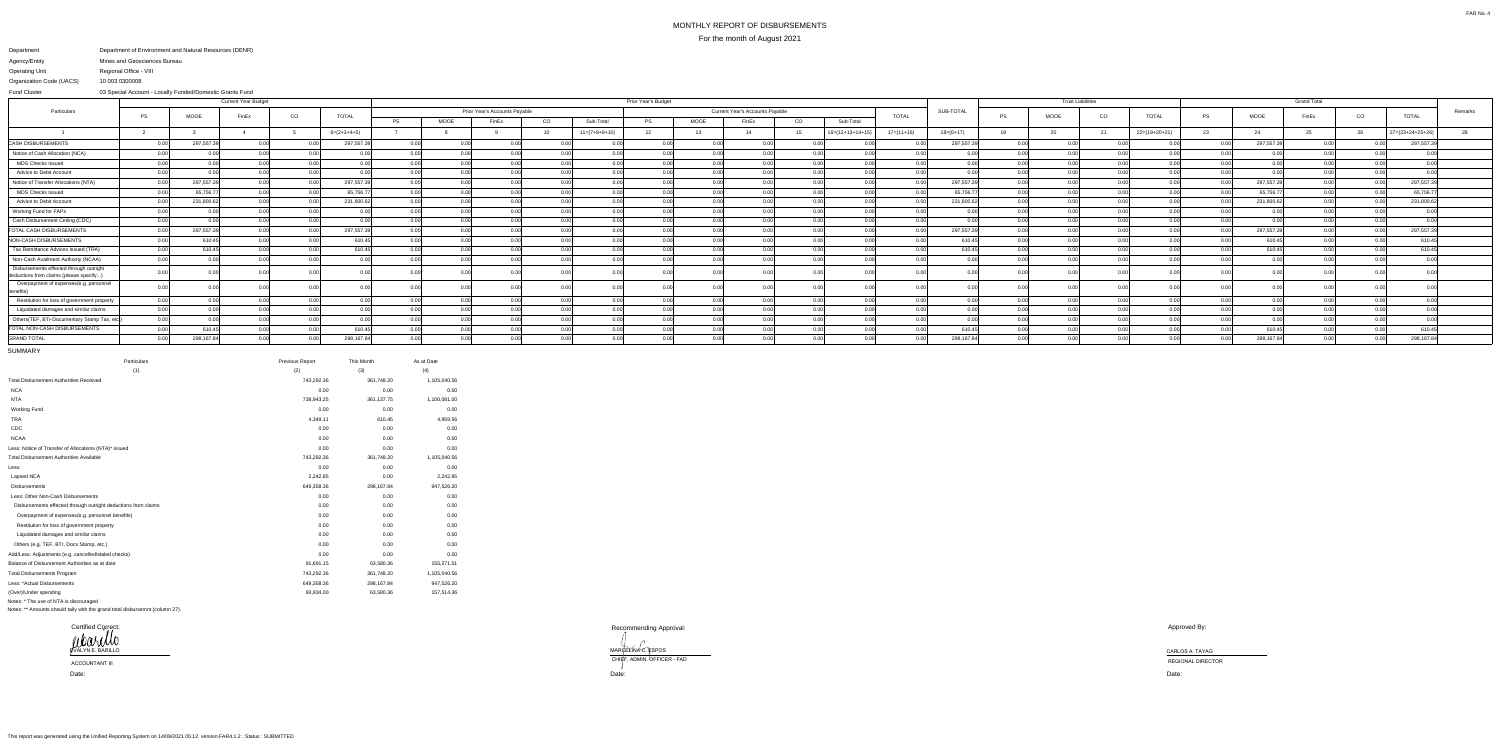FAR No. 4

# MONTHLY REPORT OF DISBURSEMENTS

For the month of August 2021

Department: Department of Environment and Natural Resources (DENR)
Agency/Entity: Mines and Geosciences Bureau
Operating Unit: Regional Office - VIII
Organization Code (UACS): 10 003 0300008
Fund Cluster: 03 Special Account - Locally Funded/Domestic Grants Fund

| Particulars | Current Year Budget | | | | | Prior Year's Budget | | | | | | | | | | | SUB-TOTAL | Trust Liabilities | | | | Grand Total | | | | | Remarks |
|---|---|---|---|---|---|---|---|---|---|---|---|---|---|---|---|---|---|---|---|---|---|---|---|---|---|---|---|
| | | | | | | Prior Year's Accounts Payable | | | | | Current Year's Accounts Payable | | | | | TOTAL | | | | | | | | | | | |
| | PS | MOOE | FinEx | CO | TOTAL | PS | MOOE | FinEx | CO | Sub-Total | PS | MOOE | FinEx | CO | Sub-Total | | | PS | MOOE | CO | TOTAL | PS | MOOE | FinEx | CO | TOTAL | |
| 1 | 2 | 3 | 4 | 5 | 6=(2+3+4+5) | 7 | 8 | 9 | 10 | 11=(7+8+9+10) | 12 | 13 | 14 | 15 | 16=(12+13+14+15) | 17=(11+16) | 18=(6+17) | 19 | 20 | 21 | 22=(19+20+21) | 23 | 24 | 25 | 26 | 27=(23+24+25+26) | 28 |
| CASH DISBURSEMENTS | 0.00 | 297,557.39 | 0.00 | 0.00 | 297,557.39 | 0.00 | 0.00 | 0.00 | 0.00 | 0.00 | 0.00 | 0.00 | 0.00 | 0.00 | 0.00 | 0.00 | 297,557.39 | 0.00 | 0.00 | 0.00 | 0.00 | 0.00 | 297,557.39 | 0.00 | 0.00 | 297,557.39 | |
| Notice of Cash Allocation (NCA) | 0.00 | 0.00 | 0.00 | 0.00 | 0.00 | 0.00 | 0.00 | 0.00 | 0.00 | 0.00 | 0.00 | 0.00 | 0.00 | 0.00 | 0.00 | 0.00 | 0.00 | 0.00 | 0.00 | 0.00 | 0.00 | 0.00 | 0.00 | 0.00 | 0.00 | 0.00 | |
| MDS Checks Issued | 0.00 | 0.00 | 0.00 | 0.00 | 0.00 | 0.00 | 0.00 | 0.00 | 0.00 | 0.00 | 0.00 | 0.00 | 0.00 | 0.00 | 0.00 | 0.00 | 0.00 | 0.00 | 0.00 | 0.00 | 0.00 | 0.00 | 0.00 | 0.00 | 0.00 | 0.00 | |
| Advice to Debit Account | 0.00 | 0.00 | 0.00 | 0.00 | 0.00 | 0.00 | 0.00 | 0.00 | 0.00 | 0.00 | 0.00 | 0.00 | 0.00 | 0.00 | 0.00 | 0.00 | 0.00 | 0.00 | 0.00 | 0.00 | 0.00 | 0.00 | 0.00 | 0.00 | 0.00 | 0.00 | |
| Notice of Transfer Allocations (NTA) | 0.00 | 297,557.39 | 0.00 | 0.00 | 297,557.39 | 0.00 | 0.00 | 0.00 | 0.00 | 0.00 | 0.00 | 0.00 | 0.00 | 0.00 | 0.00 | 0.00 | 297,557.39 | 0.00 | 0.00 | 0.00 | 0.00 | 0.00 | 297,557.39 | 0.00 | 0.00 | 297,557.39 | |
| MDS Checks Issued | 0.00 | 65,756.77 | 0.00 | 0.00 | 65,756.77 | 0.00 | 0.00 | 0.00 | 0.00 | 0.00 | 0.00 | 0.00 | 0.00 | 0.00 | 0.00 | 0.00 | 65,756.77 | 0.00 | 0.00 | 0.00 | 0.00 | 0.00 | 65,756.77 | 0.00 | 0.00 | 65,756.77 | |
| Advice to Debit Account | 0.00 | 231,800.62 | 0.00 | 0.00 | 231,800.62 | 0.00 | 0.00 | 0.00 | 0.00 | 0.00 | 0.00 | 0.00 | 0.00 | 0.00 | 0.00 | 0.00 | 231,800.62 | 0.00 | 0.00 | 0.00 | 0.00 | 0.00 | 231,800.62 | 0.00 | 0.00 | 231,800.62 | |
| Working Fund for FAPs | 0.00 | 0.00 | 0.00 | 0.00 | 0.00 | 0.00 | 0.00 | 0.00 | 0.00 | 0.00 | 0.00 | 0.00 | 0.00 | 0.00 | 0.00 | 0.00 | 0.00 | 0.00 | 0.00 | 0.00 | 0.00 | 0.00 | 0.00 | 0.00 | 0.00 | 0.00 | |
| Cash Disbursement Ceiling (CDC) | 0.00 | 0.00 | 0.00 | 0.00 | 0.00 | 0.00 | 0.00 | 0.00 | 0.00 | 0.00 | 0.00 | 0.00 | 0.00 | 0.00 | 0.00 | 0.00 | 0.00 | 0.00 | 0.00 | 0.00 | 0.00 | 0.00 | 0.00 | 0.00 | 0.00 | 0.00 | |
| TOTAL CASH DISBURSEMENTS | 0.00 | 297,557.39 | 0.00 | 0.00 | 297,557.39 | 0.00 | 0.00 | 0.00 | 0.00 | 0.00 | 0.00 | 0.00 | 0.00 | 0.00 | 0.00 | 0.00 | 297,557.39 | 0.00 | 0.00 | 0.00 | 0.00 | 0.00 | 297,557.39 | 0.00 | 0.00 | 297,557.39 | |
| NON-CASH DISBURSEMENTS | 0.00 | 610.45 | 0.00 | 0.00 | 610.45 | 0.00 | 0.00 | 0.00 | 0.00 | 0.00 | 0.00 | 0.00 | 0.00 | 0.00 | 0.00 | 0.00 | 610.45 | 0.00 | 0.00 | 0.00 | 0.00 | 0.00 | 610.45 | 0.00 | 0.00 | 610.45 | |
| Tax Remittance Advices Issued (TRA) | 0.00 | 610.45 | 0.00 | 0.00 | 610.45 | 0.00 | 0.00 | 0.00 | 0.00 | 0.00 | 0.00 | 0.00 | 0.00 | 0.00 | 0.00 | 0.00 | 610.45 | 0.00 | 0.00 | 0.00 | 0.00 | 0.00 | 610.45 | 0.00 | 0.00 | 610.45 | |
| Non-Cash Availment Authority (NCAA) | 0.00 | 0.00 | 0.00 | 0.00 | 0.00 | 0.00 | 0.00 | 0.00 | 0.00 | 0.00 | 0.00 | 0.00 | 0.00 | 0.00 | 0.00 | 0.00 | 0.00 | 0.00 | 0.00 | 0.00 | 0.00 | 0.00 | 0.00 | 0.00 | 0.00 | 0.00 | |
| Disbursements effected through outright deductions from claims (please specify...) | 0.00 | 0.00 | 0.00 | 0.00 | 0.00 | 0.00 | 0.00 | 0.00 | 0.00 | 0.00 | 0.00 | 0.00 | 0.00 | 0.00 | 0.00 | 0.00 | 0.00 | 0.00 | 0.00 | 0.00 | 0.00 | 0.00 | 0.00 | 0.00 | 0.00 | 0.00 | |
| Overpayment of expenses(e.g. personnel benefits) | 0.00 | 0.00 | 0.00 | 0.00 | 0.00 | 0.00 | 0.00 | 0.00 | 0.00 | 0.00 | 0.00 | 0.00 | 0.00 | 0.00 | 0.00 | 0.00 | 0.00 | 0.00 | 0.00 | 0.00 | 0.00 | 0.00 | 0.00 | 0.00 | 0.00 | 0.00 | |
| Restitution for loss of government property | 0.00 | 0.00 | 0.00 | 0.00 | 0.00 | 0.00 | 0.00 | 0.00 | 0.00 | 0.00 | 0.00 | 0.00 | 0.00 | 0.00 | 0.00 | 0.00 | 0.00 | 0.00 | 0.00 | 0.00 | 0.00 | 0.00 | 0.00 | 0.00 | 0.00 | 0.00 | |
| Liquidated damages and similar claims | 0.00 | 0.00 | 0.00 | 0.00 | 0.00 | 0.00 | 0.00 | 0.00 | 0.00 | 0.00 | 0.00 | 0.00 | 0.00 | 0.00 | 0.00 | 0.00 | 0.00 | 0.00 | 0.00 | 0.00 | 0.00 | 0.00 | 0.00 | 0.00 | 0.00 | 0.00 | |
| Others(TEF, BTr-Documentary Stamp Tax, etc) | 0.00 | 0.00 | 0.00 | 0.00 | 0.00 | 0.00 | 0.00 | 0.00 | 0.00 | 0.00 | 0.00 | 0.00 | 0.00 | 0.00 | 0.00 | 0.00 | 0.00 | 0.00 | 0.00 | 0.00 | 0.00 | 0.00 | 0.00 | 0.00 | 0.00 | 0.00 | |
| TOTAL NON-CASH DISBURSEMENTS | 0.00 | 610.45 | 0.00 | 0.00 | 610.45 | 0.00 | 0.00 | 0.00 | 0.00 | 0.00 | 0.00 | 0.00 | 0.00 | 0.00 | 0.00 | 0.00 | 610.45 | 0.00 | 0.00 | 0.00 | 0.00 | 0.00 | 610.45 | 0.00 | 0.00 | 610.45 | |
| GRAND TOTAL | 0.00 | 298,167.84 | 0.00 | 0.00 | 298,167.84 | 0.00 | 0.00 | 0.00 | 0.00 | 0.00 | 0.00 | 0.00 | 0.00 | 0.00 | 0.00 | 0.00 | 298,167.84 | 0.00 | 0.00 | 0.00 | 0.00 | 0.00 | 298,167.84 | 0.00 | 0.00 | 298,167.84 | |

## SUMMARY

| Particulars | Previous Report | This Month | As at Date |
|---|---|---|---|
| (1) | (2) | (3) | (4) |
| Total Disbursement Authorities Received | 743,292.36 | 361,748.20 | 1,105,040.56 |
| NCA | 0.00 | 0.00 | 0.00 |
| NTA | 738,943.25 | 361,137.75 | 1,100,081.00 |
| Working Fund | 0.00 | 0.00 | 0.00 |
| TRA | 4,349.11 | 610.45 | 4,959.56 |
| CDC | 0.00 | 0.00 | 0.00 |
| NCAA | 0.00 | 0.00 | 0.00 |
| Less: Notice of Transfer of Allocations (NTA)* issued | 0.00 | 0.00 | 0.00 |
| Total Disbursement Authorities Available | 743,292.36 | 361,748.20 | 1,105,040.56 |
| Less: | 0.00 | 0.00 | 0.00 |
| Lapsed NCA | 2,242.85 | 0.00 | 2,242.85 |
| Disbursements | 649,358.36 | 298,167.84 | 947,526.20 |
| Less: Other Non-Cash Disbursements | 0.00 | 0.00 | 0.00 |
| Disbursements effected through outright deductions from claims | 0.00 | 0.00 | 0.00 |
| Overpayment of expenses(e.g. personnel benefits) | 0.00 | 0.00 | 0.00 |
| Restitution for loss of government property | 0.00 | 0.00 | 0.00 |
| Liquidated damages and similar claims | 0.00 | 0.00 | 0.00 |
| Others (e.g. TEF, BTr, Docs Stamp, etc.) | 0.00 | 0.00 | 0.00 |
| Add/Less: Adjustments (e.g. cancelled/staled checks) | 0.00 | 0.00 | 0.00 |
| Balance of Disbursement Authorities as at date | 91,691.15 | 63,580.36 | 155,271.51 |
| Total Disbursements Program | 743,292.36 | 361,748.20 | 1,105,040.56 |
| Less: *Actual Disbursements | 649,358.36 | 298,167.84 | 947,526.20 |
| (Over)/Under spending | 93,934.00 | 63,580.36 | 157,514.36 |

Notes: * The use of NTA is discouraged

Notes: ** Amounts should tally with the grand total disbursemnt (column 27).

Certified Correct:

EVALYN E. BARILLO
ACCOUNTANT III

Date:

Recommending Approval:

MARCELINA C. ESPOS
CHIEF, ADMIN. OFFICER - FAD

Date:

Approved By:

CARLOS A. TAYAG
REGIONAL DIRECTOR

Date:

This report was generated using the Unified Reporting System on 14/09/2021 05:12 version.FAR4.1.2 ; Status : SUBMITTED